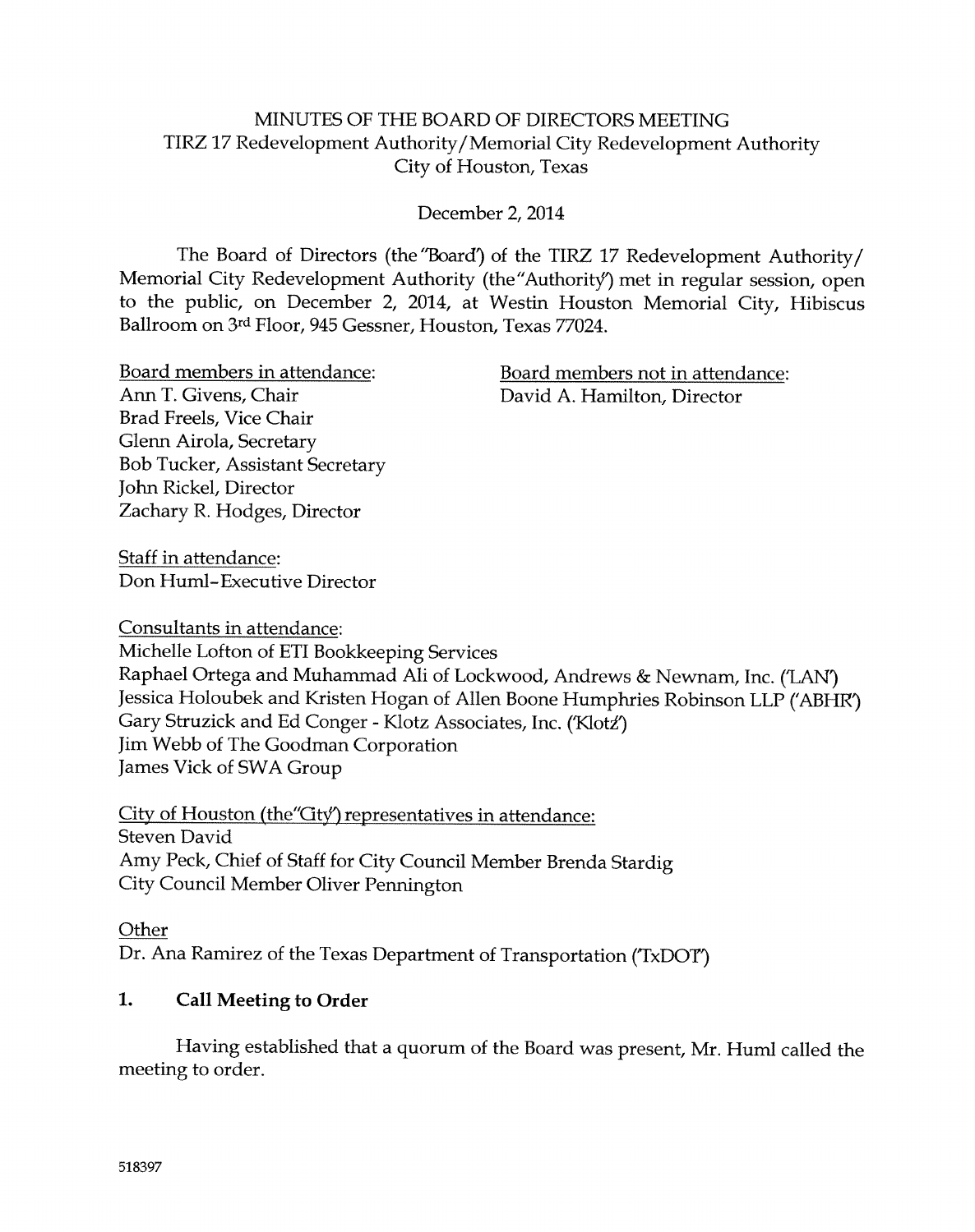# MINUTES OF THE BOARD OF DIRECTORS MEETING
## TIRZ 17 Redevelopment Authority/Memorial City Redevelopment Authority
## City of Houston, Texas

December 2, 2014

The Board of Directors (the "Board") of the TIRZ 17 Redevelopment Authority/ Memorial City Redevelopment Authority (the "Authority") met in regular session, open to the public, on December 2, 2014, at Westin Houston Memorial City, Hibiscus Ballroom on 3rd Floor, 945 Gessner, Houston, Texas 77024.

Board members in attendance:
Ann T. Givens, Chair
Brad Freels, Vice Chair
Glenn Airola, Secretary
Bob Tucker, Assistant Secretary
John Rickel, Director
Zachary R. Hodges, Director

Board members not in attendance:
David A. Hamilton, Director

Staff in attendance:
Don Huml–Executive Director

Consultants in attendance:
Michelle Lofton of ETI Bookkeeping Services
Raphael Ortega and Muhammad Ali of Lockwood, Andrews & Newnam, Inc. ('LAN')
Jessica Holoubek and Kristen Hogan of Allen Boone Humphries Robinson LLP ('ABHR')
Gary Struzick and Ed Conger - Klotz Associates, Inc. ('Klotz')
Jim Webb of The Goodman Corporation
James Vick of SWA Group

City of Houston (the "City") representatives in attendance:
Steven David
Amy Peck, Chief of Staff for City Council Member Brenda Stardig
City Council Member Oliver Pennington

Other
Dr. Ana Ramirez of the Texas Department of Transportation ('TxDOT')

## 1. Call Meeting to Order

Having established that a quorum of the Board was present, Mr. Huml called the meeting to order.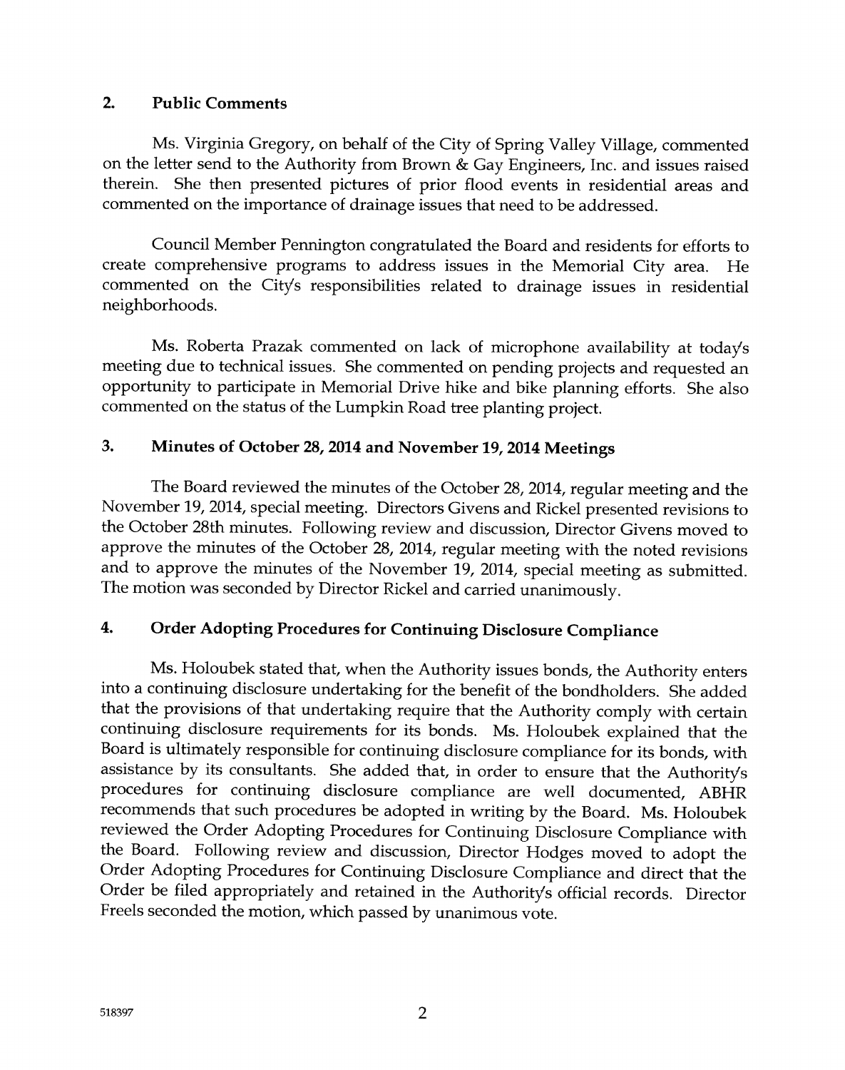## 2. Public Comments

Ms. Virginia Gregory, on behalf of the City of Spring Valley Village, commented on the letter send to the Authority from Brown & Gay Engineers, Inc. and issues raised therein. She then presented pictures of prior flood events in residential areas and commented on the importance of drainage issues that need to be addressed.

Council Member Pennington congratulated the Board and residents for efforts to create comprehensive programs to address issues in the Memorial City area. He commented on the City's responsibilities related to drainage issues in residential neighborhoods.

Ms. Roberta Prazak commented on lack of microphone availability at today's meeting due to technical issues. She commented on pending projects and requested an opportunity to participate in Memorial Drive hike and bike planning efforts. She also commented on the status of the Lumpkin Road tree planting project.

## 3. Minutes of October 28, 2014 and November 19, 2014 Meetings

The Board reviewed the minutes of the October 28, 2014, regular meeting and the November 19, 2014, special meeting. Directors Givens and Rickel presented revisions to the October 28th minutes. Following review and discussion, Director Givens moved to approve the minutes of the October 28, 2014, regular meeting with the noted revisions and to approve the minutes of the November 19, 2014, special meeting as submitted. The motion was seconded by Director Rickel and carried unanimously.

## 4. Order Adopting Procedures for Continuing Disclosure Compliance

Ms. Holoubek stated that, when the Authority issues bonds, the Authority enters into a continuing disclosure undertaking for the benefit of the bondholders. She added that the provisions of that undertaking require that the Authority comply with certain continuing disclosure requirements for its bonds. Ms. Holoubek explained that the Board is ultimately responsible for continuing disclosure compliance for its bonds, with assistance by its consultants. She added that, in order to ensure that the Authority's procedures for continuing disclosure compliance are well documented, ABHR recommends that such procedures be adopted in writing by the Board. Ms. Holoubek reviewed the Order Adopting Procedures for Continuing Disclosure Compliance with the Board. Following review and discussion, Director Hodges moved to adopt the Order Adopting Procedures for Continuing Disclosure Compliance and direct that the Order be filed appropriately and retained in the Authority's official records. Director Freels seconded the motion, which passed by unanimous vote.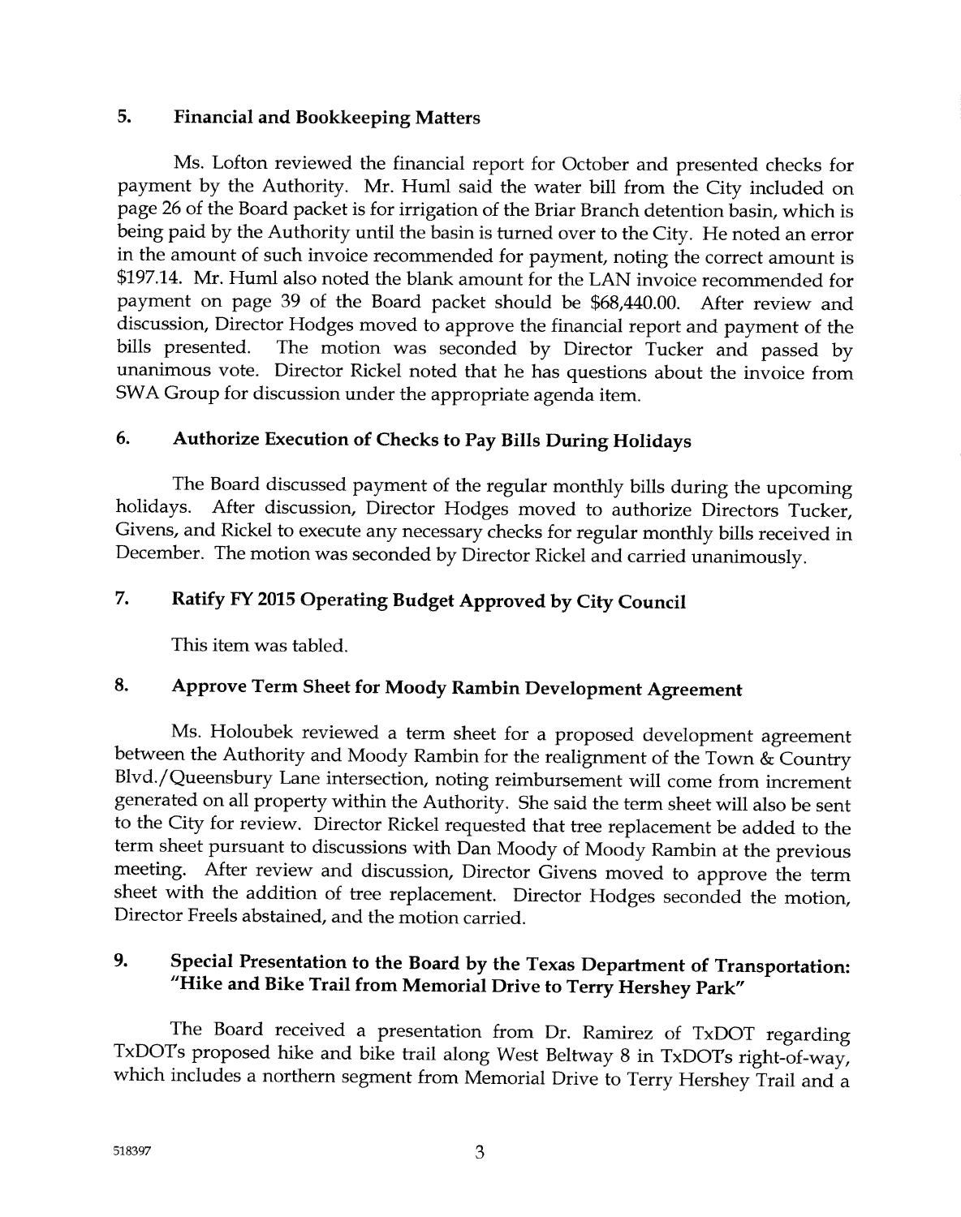## 5. Financial and Bookkeeping Matters

Ms. Lofton reviewed the financial report for October and presented checks for payment by the Authority. Mr. Huml said the water bill from the City included on page 26 of the Board packet is for irrigation of the Briar Branch detention basin, which is being paid by the Authority until the basin is turned over to the City. He noted an error in the amount of such invoice recommended for payment, noting the correct amount is $197.14. Mr. Huml also noted the blank amount for the LAN invoice recommended for payment on page 39 of the Board packet should be $68,440.00. After review and discussion, Director Hodges moved to approve the financial report and payment of the bills presented. The motion was seconded by Director Tucker and passed by unanimous vote. Director Rickel noted that he has questions about the invoice from SWA Group for discussion under the appropriate agenda item.

## 6. Authorize Execution of Checks to Pay Bills During Holidays

The Board discussed payment of the regular monthly bills during the upcoming holidays. After discussion, Director Hodges moved to authorize Directors Tucker, Givens, and Rickel to execute any necessary checks for regular monthly bills received in December. The motion was seconded by Director Rickel and carried unanimously.

## 7. Ratify FY 2015 Operating Budget Approved by City Council

This item was tabled.

## 8. Approve Term Sheet for Moody Rambin Development Agreement

Ms. Holoubek reviewed a term sheet for a proposed development agreement between the Authority and Moody Rambin for the realignment of the Town & Country Blvd./Queensbury Lane intersection, noting reimbursement will come from increment generated on all property within the Authority. She said the term sheet will also be sent to the City for review. Director Rickel requested that tree replacement be added to the term sheet pursuant to discussions with Dan Moody of Moody Rambin at the previous meeting. After review and discussion, Director Givens moved to approve the term sheet with the addition of tree replacement. Director Hodges seconded the motion, Director Freels abstained, and the motion carried.

## 9. Special Presentation to the Board by the Texas Department of Transportation: "Hike and Bike Trail from Memorial Drive to Terry Hershey Park"

The Board received a presentation from Dr. Ramirez of TxDOT regarding TxDOT's proposed hike and bike trail along West Beltway 8 in TxDOT's right-of-way, which includes a northern segment from Memorial Drive to Terry Hershey Trail and a

518397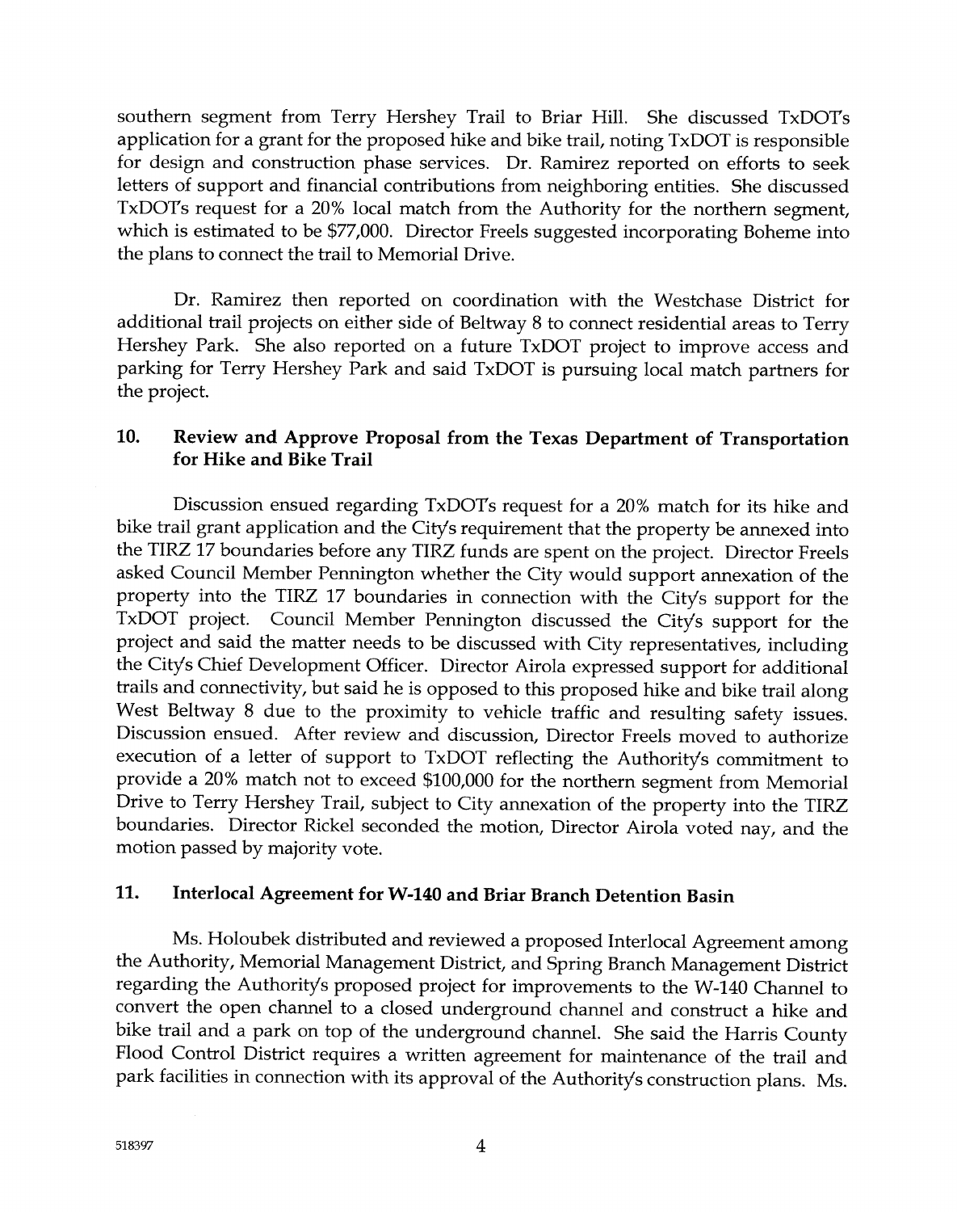southern segment from Terry Hershey Trail to Briar Hill. She discussed TxDOT's application for a grant for the proposed hike and bike trail, noting TxDOT is responsible for design and construction phase services. Dr. Ramirez reported on efforts to seek letters of support and financial contributions from neighboring entities. She discussed TxDOT's request for a 20% local match from the Authority for the northern segment, which is estimated to be $77,000. Director Freels suggested incorporating Boheme into the plans to connect the trail to Memorial Drive.

Dr. Ramirez then reported on coordination with the Westchase District for additional trail projects on either side of Beltway 8 to connect residential areas to Terry Hershey Park. She also reported on a future TxDOT project to improve access and parking for Terry Hershey Park and said TxDOT is pursuing local match partners for the project.

## 10. Review and Approve Proposal from the Texas Department of Transportation for Hike and Bike Trail

Discussion ensued regarding TxDOT's request for a 20% match for its hike and bike trail grant application and the City's requirement that the property be annexed into the TIRZ 17 boundaries before any TIRZ funds are spent on the project. Director Freels asked Council Member Pennington whether the City would support annexation of the property into the TIRZ 17 boundaries in connection with the City's support for the TxDOT project. Council Member Pennington discussed the City's support for the project and said the matter needs to be discussed with City representatives, including the City's Chief Development Officer. Director Airola expressed support for additional trails and connectivity, but said he is opposed to this proposed hike and bike trail along West Beltway 8 due to the proximity to vehicle traffic and resulting safety issues. Discussion ensued. After review and discussion, Director Freels moved to authorize execution of a letter of support to TxDOT reflecting the Authority's commitment to provide a 20% match not to exceed $100,000 for the northern segment from Memorial Drive to Terry Hershey Trail, subject to City annexation of the property into the TIRZ boundaries. Director Rickel seconded the motion, Director Airola voted nay, and the motion passed by majority vote.

## 11. Interlocal Agreement for W-140 and Briar Branch Detention Basin

Ms. Holoubek distributed and reviewed a proposed Interlocal Agreement among the Authority, Memorial Management District, and Spring Branch Management District regarding the Authority's proposed project for improvements to the W-140 Channel to convert the open channel to a closed underground channel and construct a hike and bike trail and a park on top of the underground channel. She said the Harris County Flood Control District requires a written agreement for maintenance of the trail and park facilities in connection with its approval of the Authority's construction plans. Ms.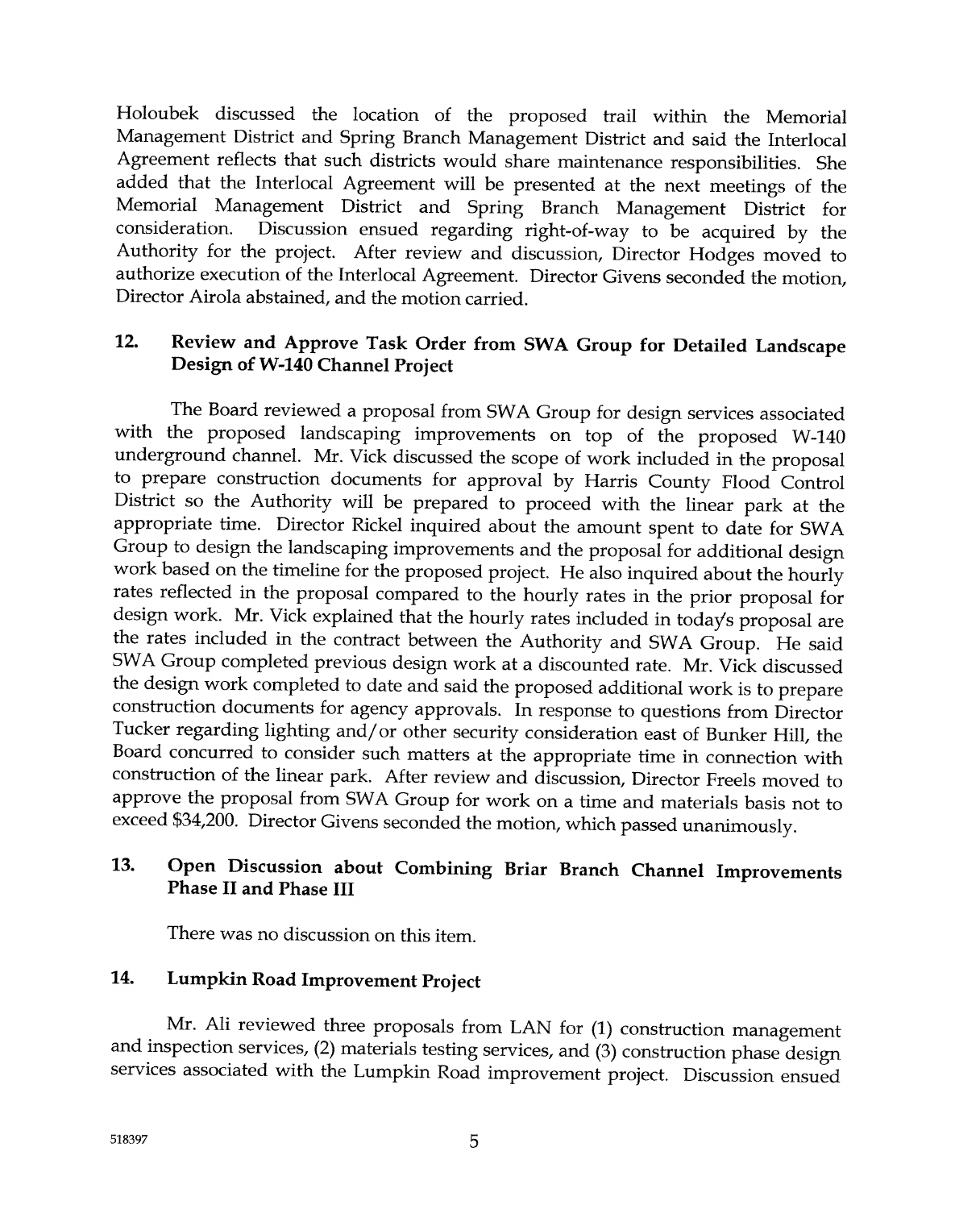Holoubek discussed the location of the proposed trail within the Memorial Management District and Spring Branch Management District and said the Interlocal Agreement reflects that such districts would share maintenance responsibilities. She added that the Interlocal Agreement will be presented at the next meetings of the Memorial Management District and Spring Branch Management District for consideration. Discussion ensued regarding right-of-way to be acquired by the Authority for the project. After review and discussion, Director Hodges moved to authorize execution of the Interlocal Agreement. Director Givens seconded the motion, Director Airola abstained, and the motion carried.

## 12. Review and Approve Task Order from SWA Group for Detailed Landscape Design of W-140 Channel Project

The Board reviewed a proposal from SWA Group for design services associated with the proposed landscaping improvements on top of the proposed W-140 underground channel. Mr. Vick discussed the scope of work included in the proposal to prepare construction documents for approval by Harris County Flood Control District so the Authority will be prepared to proceed with the linear park at the appropriate time. Director Rickel inquired about the amount spent to date for SWA Group to design the landscaping improvements and the proposal for additional design work based on the timeline for the proposed project. He also inquired about the hourly rates reflected in the proposal compared to the hourly rates in the prior proposal for design work. Mr. Vick explained that the hourly rates included in today's proposal are the rates included in the contract between the Authority and SWA Group. He said SWA Group completed previous design work at a discounted rate. Mr. Vick discussed the design work completed to date and said the proposed additional work is to prepare construction documents for agency approvals. In response to questions from Director Tucker regarding lighting and/or other security consideration east of Bunker Hill, the Board concurred to consider such matters at the appropriate time in connection with construction of the linear park. After review and discussion, Director Freels moved to approve the proposal from SWA Group for work on a time and materials basis not to exceed $34,200. Director Givens seconded the motion, which passed unanimously.

## 13. Open Discussion about Combining Briar Branch Channel Improvements Phase II and Phase III

There was no discussion on this item.

## 14. Lumpkin Road Improvement Project

Mr. Ali reviewed three proposals from LAN for (1) construction management and inspection services, (2) materials testing services, and (3) construction phase design services associated with the Lumpkin Road improvement project. Discussion ensued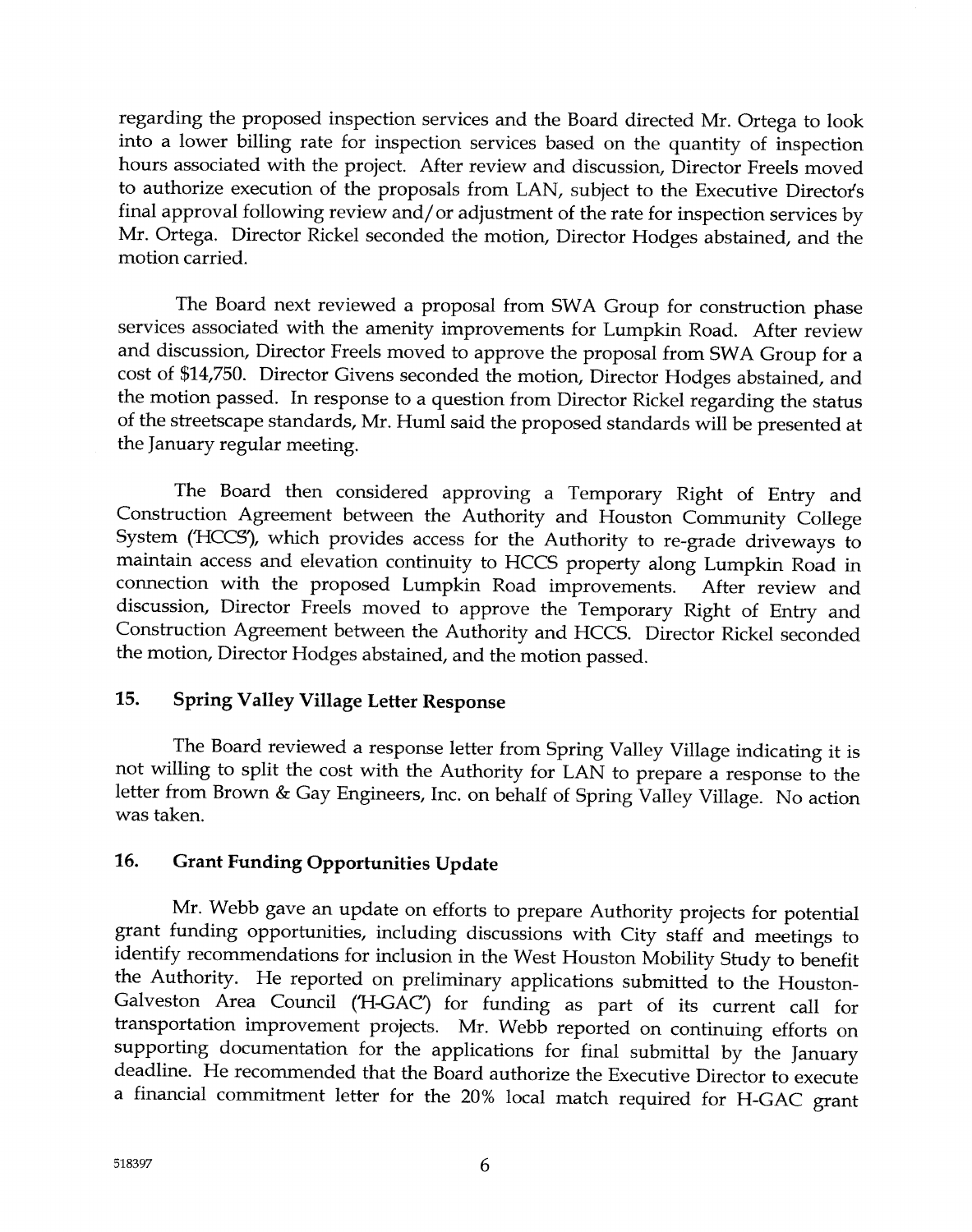regarding the proposed inspection services and the Board directed Mr. Ortega to look into a lower billing rate for inspection services based on the quantity of inspection hours associated with the project. After review and discussion, Director Freels moved to authorize execution of the proposals from LAN, subject to the Executive Director's final approval following review and/or adjustment of the rate for inspection services by Mr. Ortega. Director Rickel seconded the motion, Director Hodges abstained, and the motion carried.

The Board next reviewed a proposal from SWA Group for construction phase services associated with the amenity improvements for Lumpkin Road. After review and discussion, Director Freels moved to approve the proposal from SWA Group for a cost of $14,750. Director Givens seconded the motion, Director Hodges abstained, and the motion passed. In response to a question from Director Rickel regarding the status of the streetscape standards, Mr. Huml said the proposed standards will be presented at the January regular meeting.

The Board then considered approving a Temporary Right of Entry and Construction Agreement between the Authority and Houston Community College System ("HCCS"), which provides access for the Authority to re-grade driveways to maintain access and elevation continuity to HCCS property along Lumpkin Road in connection with the proposed Lumpkin Road improvements. After review and discussion, Director Freels moved to approve the Temporary Right of Entry and Construction Agreement between the Authority and HCCS. Director Rickel seconded the motion, Director Hodges abstained, and the motion passed.

## 15. Spring Valley Village Letter Response

The Board reviewed a response letter from Spring Valley Village indicating it is not willing to split the cost with the Authority for LAN to prepare a response to the letter from Brown & Gay Engineers, Inc. on behalf of Spring Valley Village. No action was taken.

## 16. Grant Funding Opportunities Update

Mr. Webb gave an update on efforts to prepare Authority projects for potential grant funding opportunities, including discussions with City staff and meetings to identify recommendations for inclusion in the West Houston Mobility Study to benefit the Authority. He reported on preliminary applications submitted to the Houston-Galveston Area Council ("H-GAC") for funding as part of its current call for transportation improvement projects. Mr. Webb reported on continuing efforts on supporting documentation for the applications for final submittal by the January deadline. He recommended that the Board authorize the Executive Director to execute a financial commitment letter for the 20% local match required for H-GAC grant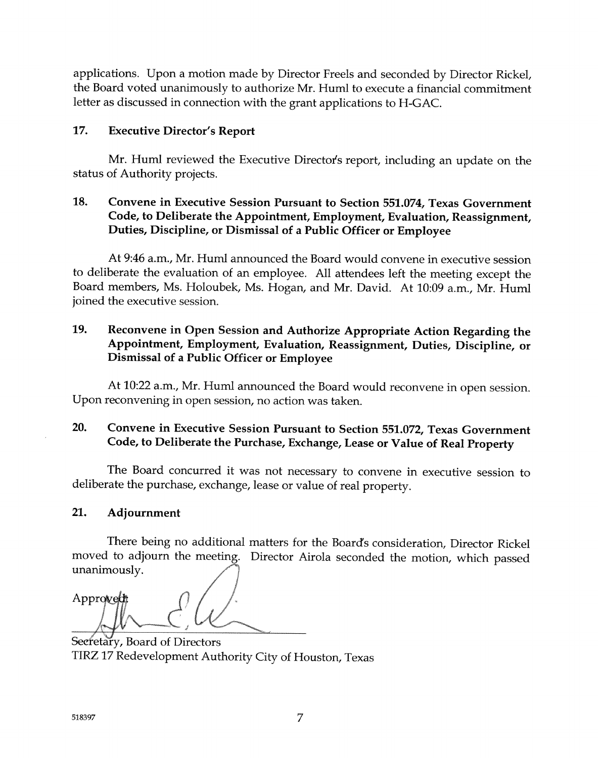applications. Upon a motion made by Director Freels and seconded by Director Rickel, the Board voted unanimously to authorize Mr. Huml to execute a financial commitment letter as discussed in connection with the grant applications to H-GAC.

## 17. Executive Director's Report

Mr. Huml reviewed the Executive Director's report, including an update on the status of Authority projects.

## 18. Convene in Executive Session Pursuant to Section 551.074, Texas Government Code, to Deliberate the Appointment, Employment, Evaluation, Reassignment, Duties, Discipline, or Dismissal of a Public Officer or Employee

At 9:46 a.m., Mr. Huml announced the Board would convene in executive session to deliberate the evaluation of an employee. All attendees left the meeting except the Board members, Ms. Holoubek, Ms. Hogan, and Mr. David. At 10:09 a.m., Mr. Huml joined the executive session.

## 19. Reconvene in Open Session and Authorize Appropriate Action Regarding the Appointment, Employment, Evaluation, Reassignment, Duties, Discipline, or Dismissal of a Public Officer or Employee

At 10:22 a.m., Mr. Huml announced the Board would reconvene in open session. Upon reconvening in open session, no action was taken.

## 20. Convene in Executive Session Pursuant to Section 551.072, Texas Government Code, to Deliberate the Purchase, Exchange, Lease or Value of Real Property

The Board concurred it was not necessary to convene in executive session to deliberate the purchase, exchange, lease or value of real property.

## 21. Adjournment

There being no additional matters for the Board's consideration, Director Rickel moved to adjourn the meeting. Director Airola seconded the motion, which passed unanimously.

Approved:

Secretary, Board of Directors
TIRZ 17 Redevelopment Authority City of Houston, Texas

518397